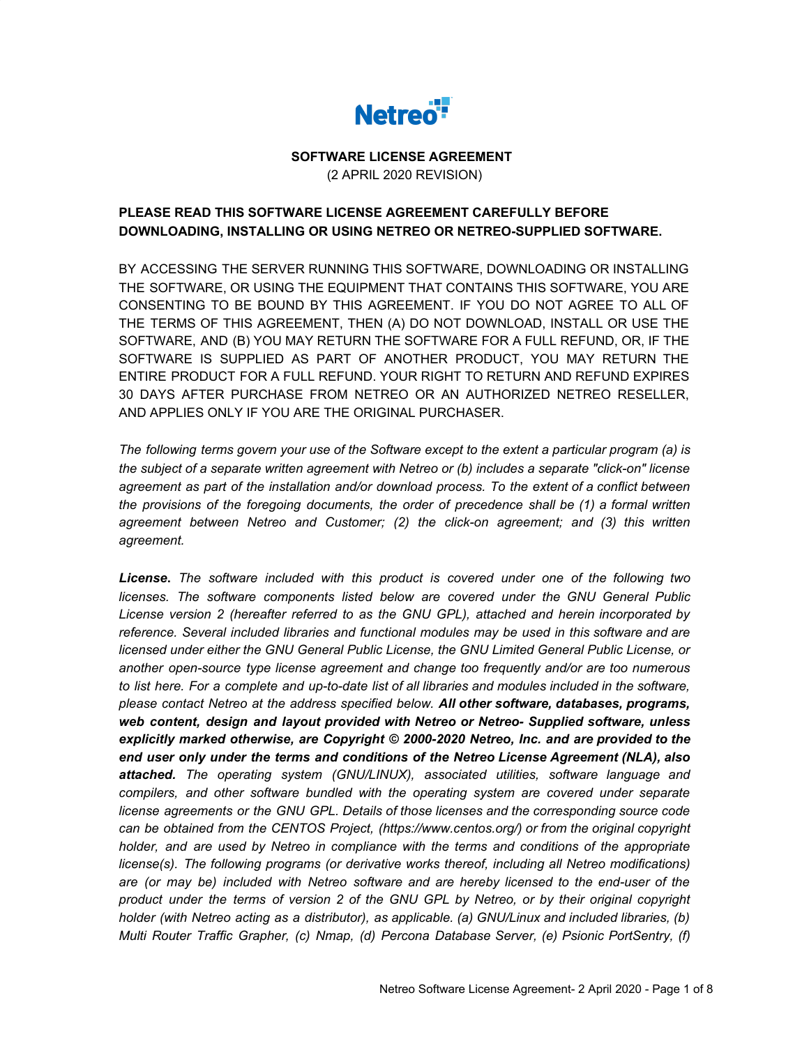Netreo

**SOFTWARE LICENSE AGREEMENT**
(2 APRIL 2020 REVISION)

**PLEASE READ THIS SOFTWARE LICENSE AGREEMENT CAREFULLY BEFORE DOWNLOADING, INSTALLING OR USING NETREO OR NETREO-SUPPLIED SOFTWARE.**

BY ACCESSING THE SERVER RUNNING THIS SOFTWARE, DOWNLOADING OR INSTALLING THE SOFTWARE, OR USING THE EQUIPMENT THAT CONTAINS THIS SOFTWARE, YOU ARE CONSENTING TO BE BOUND BY THIS AGREEMENT. IF YOU DO NOT AGREE TO ALL OF THE TERMS OF THIS AGREEMENT, THEN (A) DO NOT DOWNLOAD, INSTALL OR USE THE SOFTWARE, AND (B) YOU MAY RETURN THE SOFTWARE FOR A FULL REFUND, OR, IF THE SOFTWARE IS SUPPLIED AS PART OF ANOTHER PRODUCT, YOU MAY RETURN THE ENTIRE PRODUCT FOR A FULL REFUND. YOUR RIGHT TO RETURN AND REFUND EXPIRES 30 DAYS AFTER PURCHASE FROM NETREO OR AN AUTHORIZED NETREO RESELLER, AND APPLIES ONLY IF YOU ARE THE ORIGINAL PURCHASER.

*The following terms govern your use of the Software except to the extent a particular program (a) is the subject of a separate written agreement with Netreo or (b) includes a separate "click-on" license agreement as part of the installation and/or download process. To the extent of a conflict between the provisions of the foregoing documents, the order of precedence shall be (1) a formal written agreement between Netreo and Customer; (2) the click-on agreement; and (3) this written agreement.*

***License.*** *The software included with this product is covered under one of the following two licenses. The software components listed below are covered under the GNU General Public License version 2 (hereafter referred to as the GNU GPL), attached and herein incorporated by reference. Several included libraries and functional modules may be used in this software and are licensed under either the GNU General Public License, the GNU Limited General Public License, or another open-source type license agreement and change too frequently and/or are too numerous to list here. For a complete and up-to-date list of all libraries and modules included in the software, please contact Netreo at the address specified below.* ***All other software, databases, programs, web content, design and layout provided with Netreo or Netreo- Supplied software, unless explicitly marked otherwise, are Copyright © 2000-2020 Netreo, Inc. and are provided to the end user only under the terms and conditions of the Netreo License Agreement (NLA), also attached.*** *The operating system (GNU/LINUX), associated utilities, software language and compilers, and other software bundled with the operating system are covered under separate license agreements or the GNU GPL. Details of those licenses and the corresponding source code can be obtained from the CENTOS Project, (https://www.centos.org/) or from the original copyright holder, and are used by Netreo in compliance with the terms and conditions of the appropriate license(s). The following programs (or derivative works thereof, including all Netreo modifications) are (or may be) included with Netreo software and are hereby licensed to the end-user of the product under the terms of version 2 of the GNU GPL by Netreo, or by their original copyright holder (with Netreo acting as a distributor), as applicable. (a) GNU/Linux and included libraries, (b) Multi Router Traffic Grapher, (c) Nmap, (d) Percona Database Server, (e) Psionic PortSentry, (f)*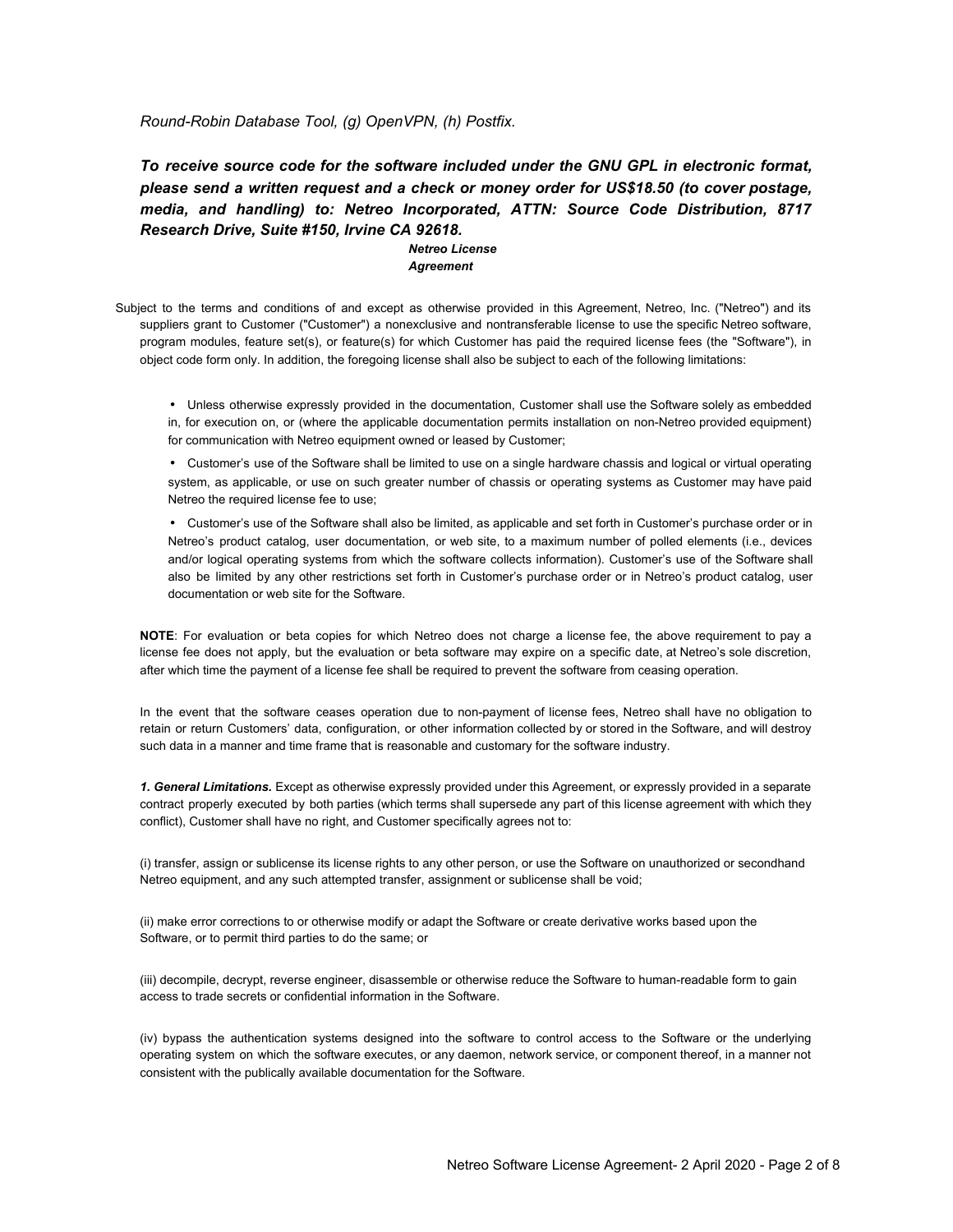*Round-Robin Database Tool, (g) OpenVPN, (h) Postfix.*

***To receive source code for the software included under the GNU GPL in electronic format, please send a written request and a check or money order for US$18.50 (to cover postage, media, and handling) to: Netreo Incorporated, ATTN: Source Code Distribution, 8717 Research Drive, Suite #150, Irvine CA 92618.***

## *Netreo License Agreement*

Subject to the terms and conditions of and except as otherwise provided in this Agreement, Netreo, Inc. ("Netreo") and its suppliers grant to Customer ("Customer") a nonexclusive and nontransferable license to use the specific Netreo software, program modules, feature set(s), or feature(s) for which Customer has paid the required license fees (the "Software"), in object code form only. In addition, the foregoing license shall also be subject to each of the following limitations:

- Unless otherwise expressly provided in the documentation, Customer shall use the Software solely as embedded in, for execution on, or (where the applicable documentation permits installation on non-Netreo provided equipment) for communication with Netreo equipment owned or leased by Customer;
- Customer's use of the Software shall be limited to use on a single hardware chassis and logical or virtual operating system, as applicable, or use on such greater number of chassis or operating systems as Customer may have paid Netreo the required license fee to use;
- Customer's use of the Software shall also be limited, as applicable and set forth in Customer's purchase order or in Netreo's product catalog, user documentation, or web site, to a maximum number of polled elements (i.e., devices and/or logical operating systems from which the software collects information). Customer's use of the Software shall also be limited by any other restrictions set forth in Customer's purchase order or in Netreo's product catalog, user documentation or web site for the Software.

**NOTE**: For evaluation or beta copies for which Netreo does not charge a license fee, the above requirement to pay a license fee does not apply, but the evaluation or beta software may expire on a specific date, at Netreo's sole discretion, after which time the payment of a license fee shall be required to prevent the software from ceasing operation.

In the event that the software ceases operation due to non-payment of license fees, Netreo shall have no obligation to retain or return Customers' data, configuration, or other information collected by or stored in the Software, and will destroy such data in a manner and time frame that is reasonable and customary for the software industry.

***1. General Limitations.*** Except as otherwise expressly provided under this Agreement, or expressly provided in a separate contract properly executed by both parties (which terms shall supersede any part of this license agreement with which they conflict), Customer shall have no right, and Customer specifically agrees not to:

(i) transfer, assign or sublicense its license rights to any other person, or use the Software on unauthorized or secondhand Netreo equipment, and any such attempted transfer, assignment or sublicense shall be void;

(ii) make error corrections to or otherwise modify or adapt the Software or create derivative works based upon the Software, or to permit third parties to do the same; or

(iii) decompile, decrypt, reverse engineer, disassemble or otherwise reduce the Software to human-readable form to gain access to trade secrets or confidential information in the Software.

(iv) bypass the authentication systems designed into the software to control access to the Software or the underlying operating system on which the software executes, or any daemon, network service, or component thereof, in a manner not consistent with the publically available documentation for the Software.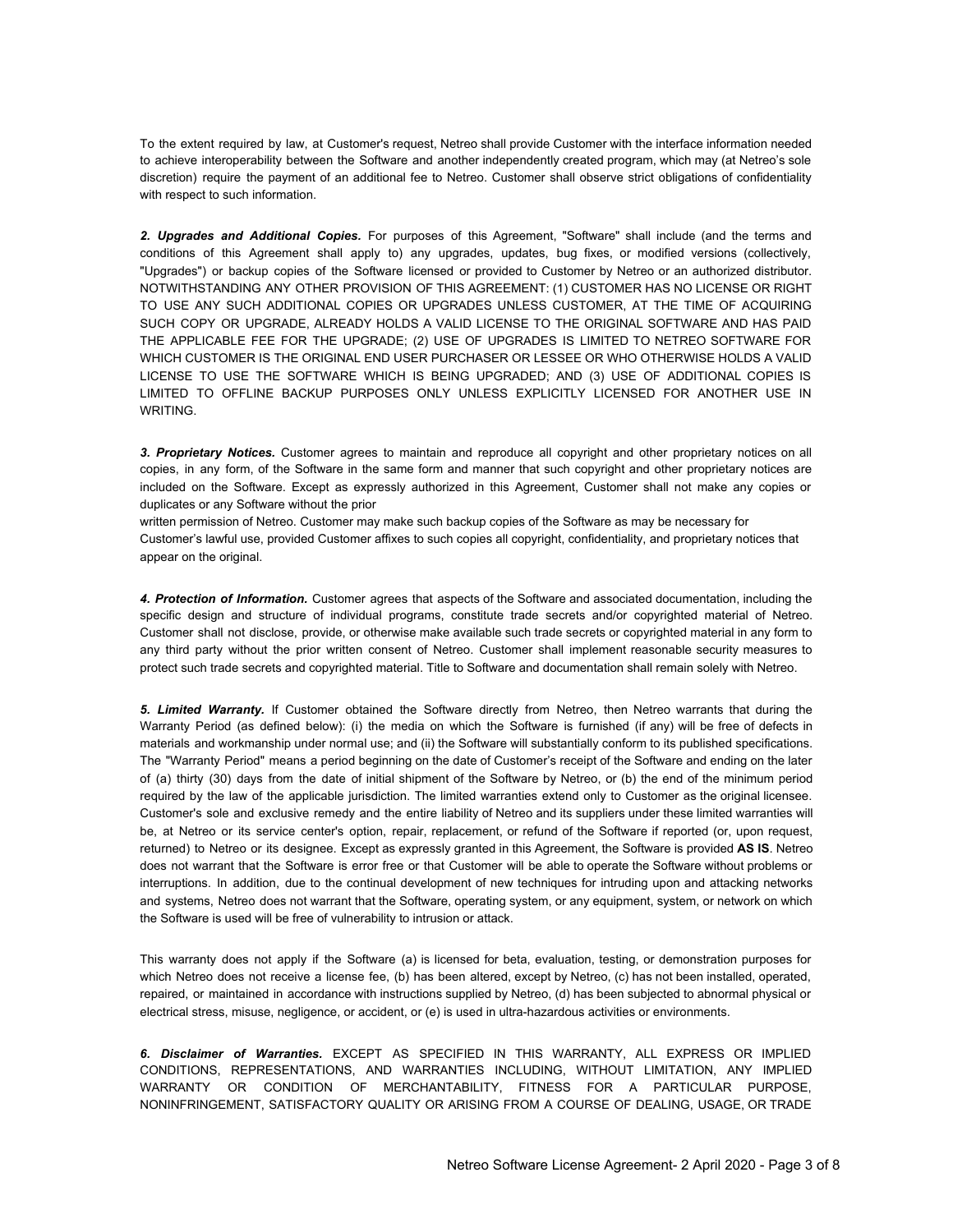To the extent required by law, at Customer's request, Netreo shall provide Customer with the interface information needed to achieve interoperability between the Software and another independently created program, which may (at Netreo's sole discretion) require the payment of an additional fee to Netreo. Customer shall observe strict obligations of confidentiality with respect to such information.

***2. Upgrades and Additional Copies.*** For purposes of this Agreement, "Software" shall include (and the terms and conditions of this Agreement shall apply to) any upgrades, updates, bug fixes, or modified versions (collectively, "Upgrades") or backup copies of the Software licensed or provided to Customer by Netreo or an authorized distributor. NOTWITHSTANDING ANY OTHER PROVISION OF THIS AGREEMENT: (1) CUSTOMER HAS NO LICENSE OR RIGHT TO USE ANY SUCH ADDITIONAL COPIES OR UPGRADES UNLESS CUSTOMER, AT THE TIME OF ACQUIRING SUCH COPY OR UPGRADE, ALREADY HOLDS A VALID LICENSE TO THE ORIGINAL SOFTWARE AND HAS PAID THE APPLICABLE FEE FOR THE UPGRADE; (2) USE OF UPGRADES IS LIMITED TO NETREO SOFTWARE FOR WHICH CUSTOMER IS THE ORIGINAL END USER PURCHASER OR LESSEE OR WHO OTHERWISE HOLDS A VALID LICENSE TO USE THE SOFTWARE WHICH IS BEING UPGRADED; AND (3) USE OF ADDITIONAL COPIES IS LIMITED TO OFFLINE BACKUP PURPOSES ONLY UNLESS EXPLICITLY LICENSED FOR ANOTHER USE IN WRITING.

***3. Proprietary Notices.*** Customer agrees to maintain and reproduce all copyright and other proprietary notices on all copies, in any form, of the Software in the same form and manner that such copyright and other proprietary notices are included on the Software. Except as expressly authorized in this Agreement, Customer shall not make any copies or duplicates or any Software without the prior written permission of Netreo. Customer may make such backup copies of the Software as may be necessary for Customer's lawful use, provided Customer affixes to such copies all copyright, confidentiality, and proprietary notices that appear on the original.

***4. Protection of Information.*** Customer agrees that aspects of the Software and associated documentation, including the specific design and structure of individual programs, constitute trade secrets and/or copyrighted material of Netreo. Customer shall not disclose, provide, or otherwise make available such trade secrets or copyrighted material in any form to any third party without the prior written consent of Netreo. Customer shall implement reasonable security measures to protect such trade secrets and copyrighted material. Title to Software and documentation shall remain solely with Netreo.

***5. Limited Warranty.*** If Customer obtained the Software directly from Netreo, then Netreo warrants that during the Warranty Period (as defined below): (i) the media on which the Software is furnished (if any) will be free of defects in materials and workmanship under normal use; and (ii) the Software will substantially conform to its published specifications. The "Warranty Period" means a period beginning on the date of Customer's receipt of the Software and ending on the later of (a) thirty (30) days from the date of initial shipment of the Software by Netreo, or (b) the end of the minimum period required by the law of the applicable jurisdiction. The limited warranties extend only to Customer as the original licensee. Customer's sole and exclusive remedy and the entire liability of Netreo and its suppliers under these limited warranties will be, at Netreo or its service center's option, repair, replacement, or refund of the Software if reported (or, upon request, returned) to Netreo or its designee. Except as expressly granted in this Agreement, the Software is provided **AS IS**. Netreo does not warrant that the Software is error free or that Customer will be able to operate the Software without problems or interruptions. In addition, due to the continual development of new techniques for intruding upon and attacking networks and systems, Netreo does not warrant that the Software, operating system, or any equipment, system, or network on which the Software is used will be free of vulnerability to intrusion or attack.

This warranty does not apply if the Software (a) is licensed for beta, evaluation, testing, or demonstration purposes for which Netreo does not receive a license fee, (b) has been altered, except by Netreo, (c) has not been installed, operated, repaired, or maintained in accordance with instructions supplied by Netreo, (d) has been subjected to abnormal physical or electrical stress, misuse, negligence, or accident, or (e) is used in ultra-hazardous activities or environments.

***6. Disclaimer of Warranties.*** EXCEPT AS SPECIFIED IN THIS WARRANTY, ALL EXPRESS OR IMPLIED CONDITIONS, REPRESENTATIONS, AND WARRANTIES INCLUDING, WITHOUT LIMITATION, ANY IMPLIED WARRANTY OR CONDITION OF MERCHANTABILITY, FITNESS FOR A PARTICULAR PURPOSE, NONINFRINGEMENT, SATISFACTORY QUALITY OR ARISING FROM A COURSE OF DEALING, USAGE, OR TRADE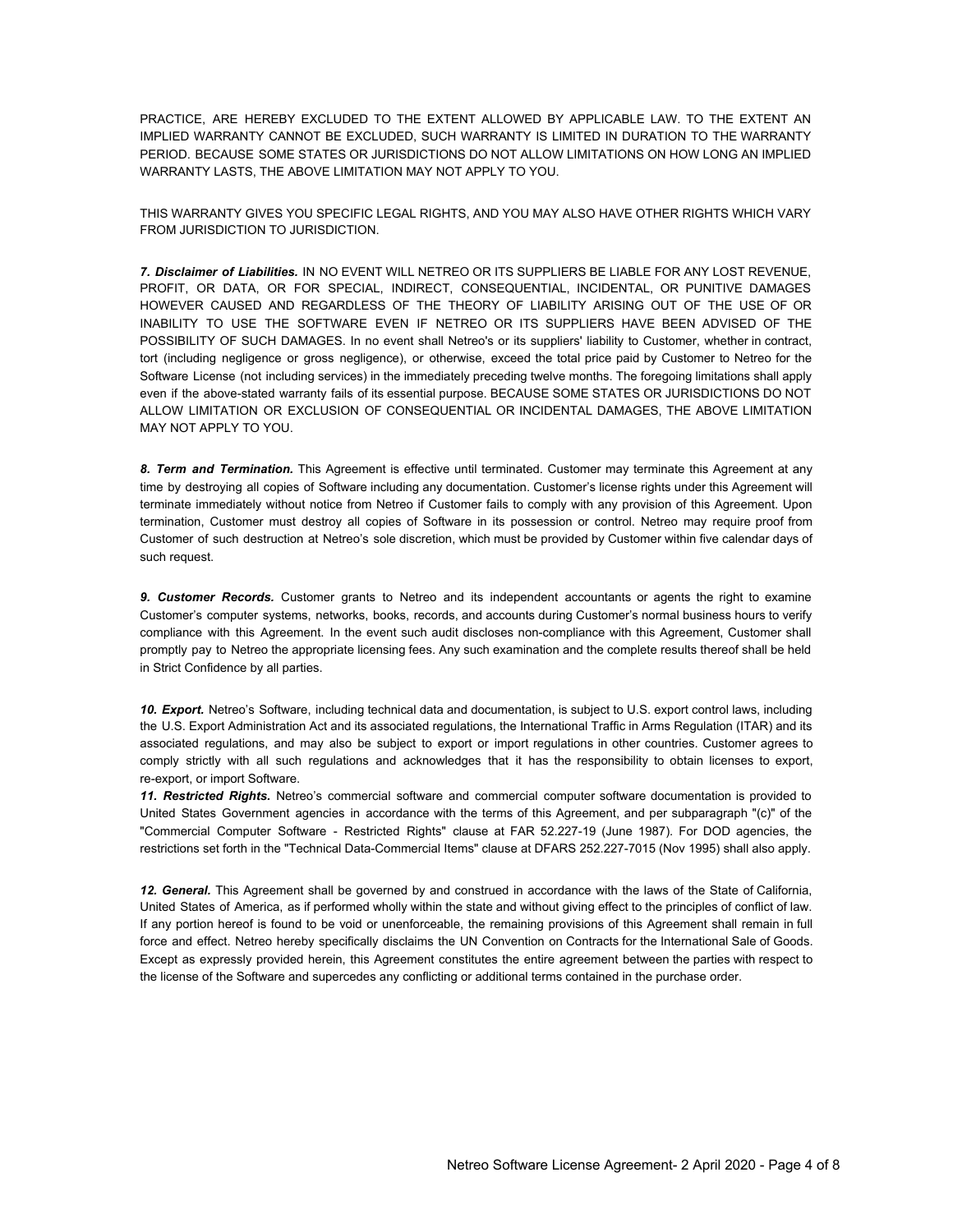PRACTICE, ARE HEREBY EXCLUDED TO THE EXTENT ALLOWED BY APPLICABLE LAW. TO THE EXTENT AN IMPLIED WARRANTY CANNOT BE EXCLUDED, SUCH WARRANTY IS LIMITED IN DURATION TO THE WARRANTY PERIOD. BECAUSE SOME STATES OR JURISDICTIONS DO NOT ALLOW LIMITATIONS ON HOW LONG AN IMPLIED WARRANTY LASTS, THE ABOVE LIMITATION MAY NOT APPLY TO YOU.

THIS WARRANTY GIVES YOU SPECIFIC LEGAL RIGHTS, AND YOU MAY ALSO HAVE OTHER RIGHTS WHICH VARY FROM JURISDICTION TO JURISDICTION.

***7. Disclaimer of Liabilities.*** IN NO EVENT WILL NETREO OR ITS SUPPLIERS BE LIABLE FOR ANY LOST REVENUE, PROFIT, OR DATA, OR FOR SPECIAL, INDIRECT, CONSEQUENTIAL, INCIDENTAL, OR PUNITIVE DAMAGES HOWEVER CAUSED AND REGARDLESS OF THE THEORY OF LIABILITY ARISING OUT OF THE USE OF OR INABILITY TO USE THE SOFTWARE EVEN IF NETREO OR ITS SUPPLIERS HAVE BEEN ADVISED OF THE POSSIBILITY OF SUCH DAMAGES. In no event shall Netreo's or its suppliers' liability to Customer, whether in contract, tort (including negligence or gross negligence), or otherwise, exceed the total price paid by Customer to Netreo for the Software License (not including services) in the immediately preceding twelve months. The foregoing limitations shall apply even if the above-stated warranty fails of its essential purpose. BECAUSE SOME STATES OR JURISDICTIONS DO NOT ALLOW LIMITATION OR EXCLUSION OF CONSEQUENTIAL OR INCIDENTAL DAMAGES, THE ABOVE LIMITATION MAY NOT APPLY TO YOU.

***8. Term and Termination.*** This Agreement is effective until terminated. Customer may terminate this Agreement at any time by destroying all copies of Software including any documentation. Customer's license rights under this Agreement will terminate immediately without notice from Netreo if Customer fails to comply with any provision of this Agreement. Upon termination, Customer must destroy all copies of Software in its possession or control. Netreo may require proof from Customer of such destruction at Netreo's sole discretion, which must be provided by Customer within five calendar days of such request.

***9. Customer Records.*** Customer grants to Netreo and its independent accountants or agents the right to examine Customer's computer systems, networks, books, records, and accounts during Customer's normal business hours to verify compliance with this Agreement. In the event such audit discloses non-compliance with this Agreement, Customer shall promptly pay to Netreo the appropriate licensing fees. Any such examination and the complete results thereof shall be held in Strict Confidence by all parties.

***10. Export.*** Netreo's Software, including technical data and documentation, is subject to U.S. export control laws, including the U.S. Export Administration Act and its associated regulations, the International Traffic in Arms Regulation (ITAR) and its associated regulations, and may also be subject to export or import regulations in other countries. Customer agrees to comply strictly with all such regulations and acknowledges that it has the responsibility to obtain licenses to export, re-export, or import Software.

***11. Restricted Rights.*** Netreo's commercial software and commercial computer software documentation is provided to United States Government agencies in accordance with the terms of this Agreement, and per subparagraph "(c)" of the "Commercial Computer Software - Restricted Rights" clause at FAR 52.227-19 (June 1987). For DOD agencies, the restrictions set forth in the "Technical Data-Commercial Items" clause at DFARS 252.227-7015 (Nov 1995) shall also apply.

***12. General.*** This Agreement shall be governed by and construed in accordance with the laws of the State of California, United States of America, as if performed wholly within the state and without giving effect to the principles of conflict of law. If any portion hereof is found to be void or unenforceable, the remaining provisions of this Agreement shall remain in full force and effect. Netreo hereby specifically disclaims the UN Convention on Contracts for the International Sale of Goods. Except as expressly provided herein, this Agreement constitutes the entire agreement between the parties with respect to the license of the Software and supercedes any conflicting or additional terms contained in the purchase order.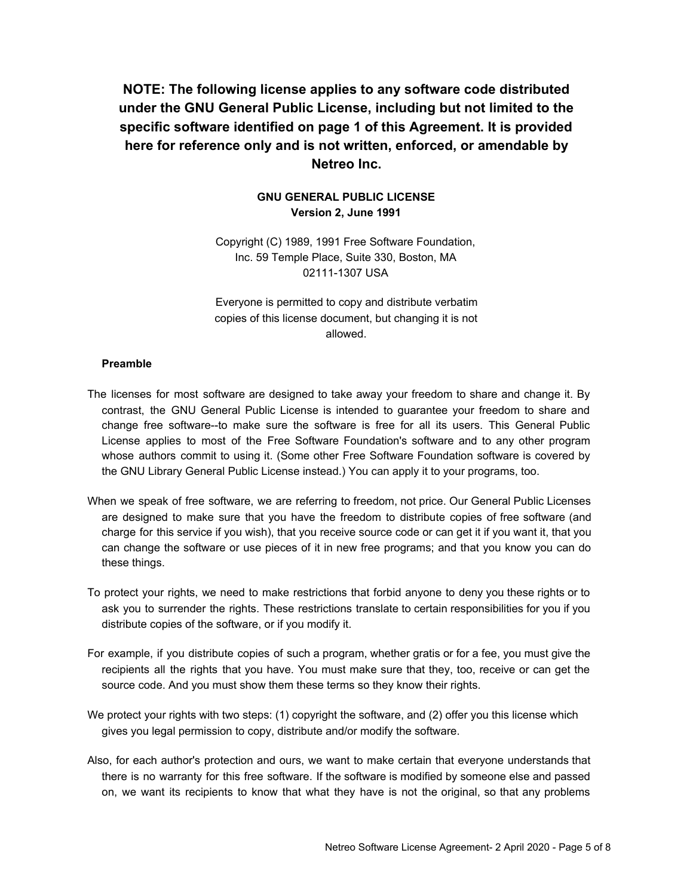**NOTE: The following license applies to any software code distributed under the GNU General Public License, including but not limited to the specific software identified on page 1 of this Agreement. It is provided here for reference only and is not written, enforced, or amendable by Netreo Inc.**

## GNU GENERAL PUBLIC LICENSE

**Version 2, June 1991**

Copyright (C) 1989, 1991 Free Software Foundation, Inc. 59 Temple Place, Suite 330, Boston, MA 02111-1307 USA

Everyone is permitted to copy and distribute verbatim copies of this license document, but changing it is not allowed.

### Preamble

The licenses for most software are designed to take away your freedom to share and change it. By contrast, the GNU General Public License is intended to guarantee your freedom to share and change free software--to make sure the software is free for all its users. This General Public License applies to most of the Free Software Foundation's software and to any other program whose authors commit to using it. (Some other Free Software Foundation software is covered by the GNU Library General Public License instead.) You can apply it to your programs, too.

When we speak of free software, we are referring to freedom, not price. Our General Public Licenses are designed to make sure that you have the freedom to distribute copies of free software (and charge for this service if you wish), that you receive source code or can get it if you want it, that you can change the software or use pieces of it in new free programs; and that you know you can do these things.

To protect your rights, we need to make restrictions that forbid anyone to deny you these rights or to ask you to surrender the rights. These restrictions translate to certain responsibilities for you if you distribute copies of the software, or if you modify it.

For example, if you distribute copies of such a program, whether gratis or for a fee, you must give the recipients all the rights that you have. You must make sure that they, too, receive or can get the source code. And you must show them these terms so they know their rights.

We protect your rights with two steps: (1) copyright the software, and (2) offer you this license which gives you legal permission to copy, distribute and/or modify the software.

Also, for each author's protection and ours, we want to make certain that everyone understands that there is no warranty for this free software. If the software is modified by someone else and passed on, we want its recipients to know that what they have is not the original, so that any problems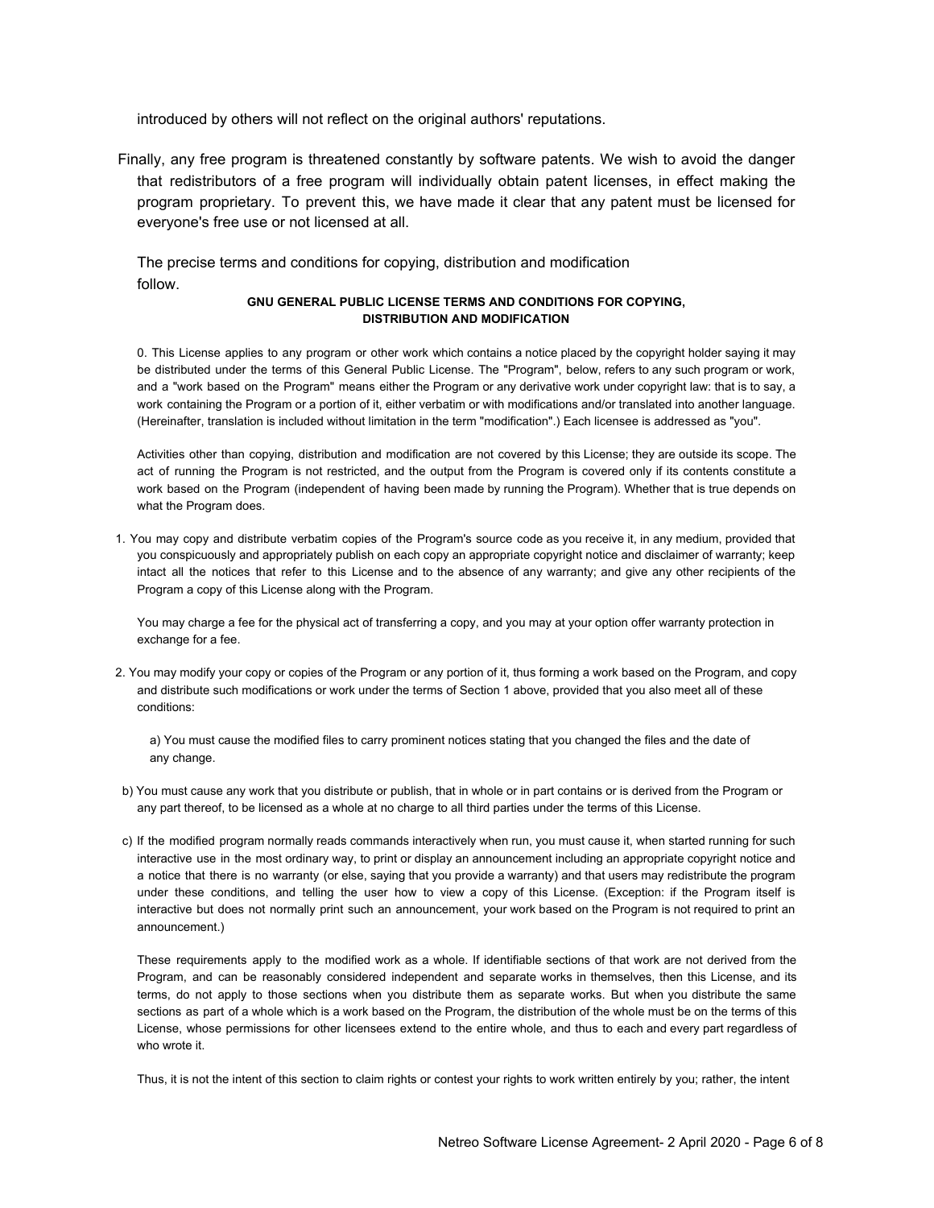introduced by others will not reflect on the original authors' reputations.

Finally, any free program is threatened constantly by software patents. We wish to avoid the danger that redistributors of a free program will individually obtain patent licenses, in effect making the program proprietary. To prevent this, we have made it clear that any patent must be licensed for everyone's free use or not licensed at all.

The precise terms and conditions for copying, distribution and modification follow.

**GNU GENERAL PUBLIC LICENSE TERMS AND CONDITIONS FOR COPYING, DISTRIBUTION AND MODIFICATION**

0. This License applies to any program or other work which contains a notice placed by the copyright holder saying it may be distributed under the terms of this General Public License. The "Program", below, refers to any such program or work, and a "work based on the Program" means either the Program or any derivative work under copyright law: that is to say, a work containing the Program or a portion of it, either verbatim or with modifications and/or translated into another language. (Hereinafter, translation is included without limitation in the term "modification".) Each licensee is addressed as "you".

Activities other than copying, distribution and modification are not covered by this License; they are outside its scope. The act of running the Program is not restricted, and the output from the Program is covered only if its contents constitute a work based on the Program (independent of having been made by running the Program). Whether that is true depends on what the Program does.

1. You may copy and distribute verbatim copies of the Program's source code as you receive it, in any medium, provided that you conspicuously and appropriately publish on each copy an appropriate copyright notice and disclaimer of warranty; keep intact all the notices that refer to this License and to the absence of any warranty; and give any other recipients of the Program a copy of this License along with the Program.

You may charge a fee for the physical act of transferring a copy, and you may at your option offer warranty protection in exchange for a fee.

2. You may modify your copy or copies of the Program or any portion of it, thus forming a work based on the Program, and copy and distribute such modifications or work under the terms of Section 1 above, provided that you also meet all of these conditions:

a) You must cause the modified files to carry prominent notices stating that you changed the files and the date of any change.

b) You must cause any work that you distribute or publish, that in whole or in part contains or is derived from the Program or any part thereof, to be licensed as a whole at no charge to all third parties under the terms of this License.

c) If the modified program normally reads commands interactively when run, you must cause it, when started running for such interactive use in the most ordinary way, to print or display an announcement including an appropriate copyright notice and a notice that there is no warranty (or else, saying that you provide a warranty) and that users may redistribute the program under these conditions, and telling the user how to view a copy of this License. (Exception: if the Program itself is interactive but does not normally print such an announcement, your work based on the Program is not required to print an announcement.)

These requirements apply to the modified work as a whole. If identifiable sections of that work are not derived from the Program, and can be reasonably considered independent and separate works in themselves, then this License, and its terms, do not apply to those sections when you distribute them as separate works. But when you distribute the same sections as part of a whole which is a work based on the Program, the distribution of the whole must be on the terms of this License, whose permissions for other licensees extend to the entire whole, and thus to each and every part regardless of who wrote it.

Thus, it is not the intent of this section to claim rights or contest your rights to work written entirely by you; rather, the intent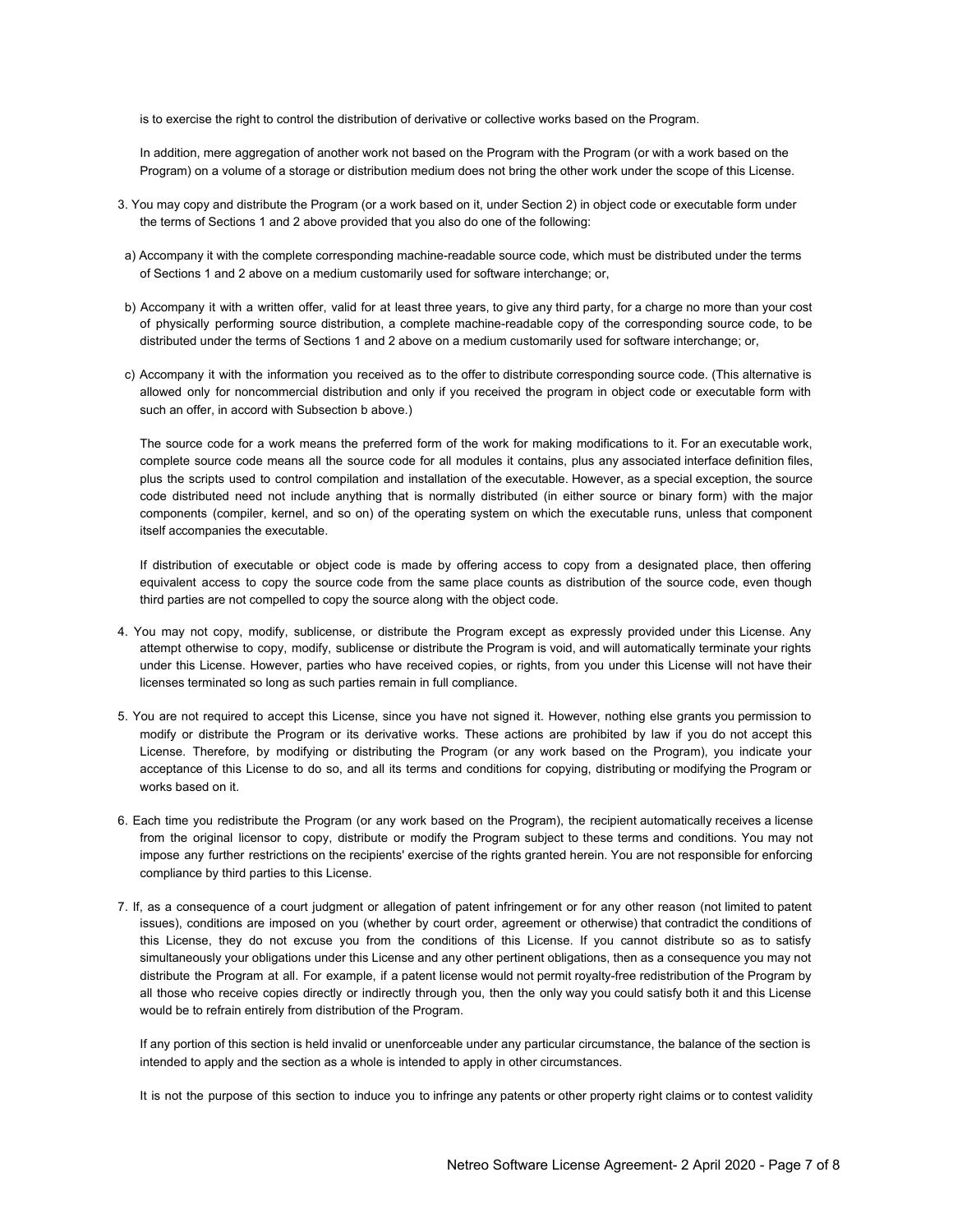is to exercise the right to control the distribution of derivative or collective works based on the Program.

In addition, mere aggregation of another work not based on the Program with the Program (or with a work based on the Program) on a volume of a storage or distribution medium does not bring the other work under the scope of this License.

3. You may copy and distribute the Program (or a work based on it, under Section 2) in object code or executable form under the terms of Sections 1 and 2 above provided that you also do one of the following:

 a) Accompany it with the complete corresponding machine-readable source code, which must be distributed under the terms of Sections 1 and 2 above on a medium customarily used for software interchange; or,

 b) Accompany it with a written offer, valid for at least three years, to give any third party, for a charge no more than your cost of physically performing source distribution, a complete machine-readable copy of the corresponding source code, to be distributed under the terms of Sections 1 and 2 above on a medium customarily used for software interchange; or,

 c) Accompany it with the information you received as to the offer to distribute corresponding source code. (This alternative is allowed only for noncommercial distribution and only if you received the program in object code or executable form with such an offer, in accord with Subsection b above.)

 The source code for a work means the preferred form of the work for making modifications to it. For an executable work, complete source code means all the source code for all modules it contains, plus any associated interface definition files, plus the scripts used to control compilation and installation of the executable. However, as a special exception, the source code distributed need not include anything that is normally distributed (in either source or binary form) with the major components (compiler, kernel, and so on) of the operating system on which the executable runs, unless that component itself accompanies the executable.

 If distribution of executable or object code is made by offering access to copy from a designated place, then offering equivalent access to copy the source code from the same place counts as distribution of the source code, even though third parties are not compelled to copy the source along with the object code.

4. You may not copy, modify, sublicense, or distribute the Program except as expressly provided under this License. Any attempt otherwise to copy, modify, sublicense or distribute the Program is void, and will automatically terminate your rights under this License. However, parties who have received copies, or rights, from you under this License will not have their licenses terminated so long as such parties remain in full compliance.

5. You are not required to accept this License, since you have not signed it. However, nothing else grants you permission to modify or distribute the Program or its derivative works. These actions are prohibited by law if you do not accept this License. Therefore, by modifying or distributing the Program (or any work based on the Program), you indicate your acceptance of this License to do so, and all its terms and conditions for copying, distributing or modifying the Program or works based on it.

6. Each time you redistribute the Program (or any work based on the Program), the recipient automatically receives a license from the original licensor to copy, distribute or modify the Program subject to these terms and conditions. You may not impose any further restrictions on the recipients' exercise of the rights granted herein. You are not responsible for enforcing compliance by third parties to this License.

7. If, as a consequence of a court judgment or allegation of patent infringement or for any other reason (not limited to patent issues), conditions are imposed on you (whether by court order, agreement or otherwise) that contradict the conditions of this License, they do not excuse you from the conditions of this License. If you cannot distribute so as to satisfy simultaneously your obligations under this License and any other pertinent obligations, then as a consequence you may not distribute the Program at all. For example, if a patent license would not permit royalty-free redistribution of the Program by all those who receive copies directly or indirectly through you, then the only way you could satisfy both it and this License would be to refrain entirely from distribution of the Program.

 If any portion of this section is held invalid or unenforceable under any particular circumstance, the balance of the section is intended to apply and the section as a whole is intended to apply in other circumstances.

 It is not the purpose of this section to induce you to infringe any patents or other property right claims or to contest validity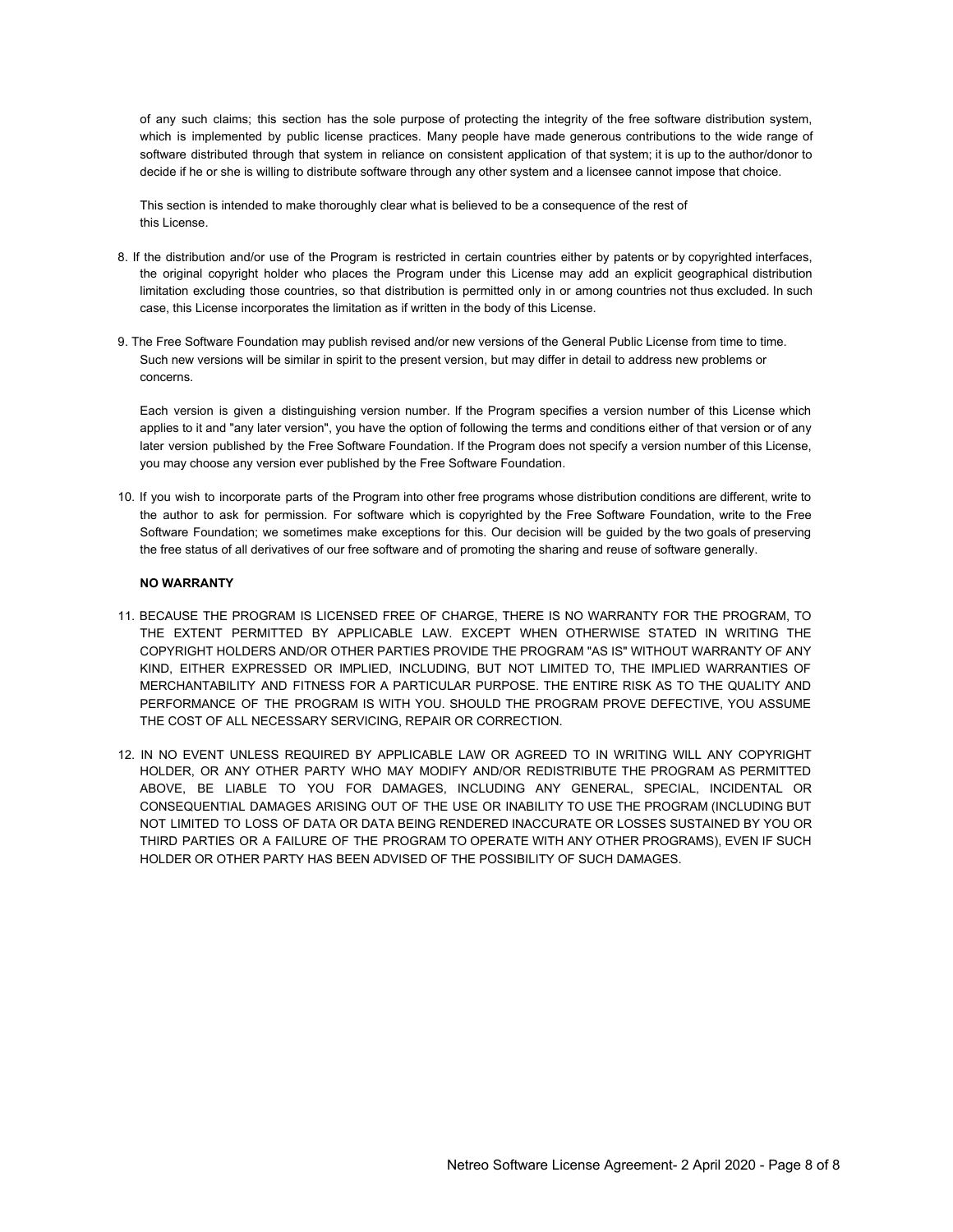of any such claims; this section has the sole purpose of protecting the integrity of the free software distribution system, which is implemented by public license practices. Many people have made generous contributions to the wide range of software distributed through that system in reliance on consistent application of that system; it is up to the author/donor to decide if he or she is willing to distribute software through any other system and a licensee cannot impose that choice.

This section is intended to make thoroughly clear what is believed to be a consequence of the rest of this License.

8. If the distribution and/or use of the Program is restricted in certain countries either by patents or by copyrighted interfaces, the original copyright holder who places the Program under this License may add an explicit geographical distribution limitation excluding those countries, so that distribution is permitted only in or among countries not thus excluded. In such case, this License incorporates the limitation as if written in the body of this License.

9. The Free Software Foundation may publish revised and/or new versions of the General Public License from time to time. Such new versions will be similar in spirit to the present version, but may differ in detail to address new problems or concerns.

   Each version is given a distinguishing version number. If the Program specifies a version number of this License which applies to it and "any later version", you have the option of following the terms and conditions either of that version or of any later version published by the Free Software Foundation. If the Program does not specify a version number of this License, you may choose any version ever published by the Free Software Foundation.

10. If you wish to incorporate parts of the Program into other free programs whose distribution conditions are different, write to the author to ask for permission. For software which is copyrighted by the Free Software Foundation, write to the Free Software Foundation; we sometimes make exceptions for this. Our decision will be guided by the two goals of preserving the free status of all derivatives of our free software and of promoting the sharing and reuse of software generally.

**NO WARRANTY**

11. BECAUSE THE PROGRAM IS LICENSED FREE OF CHARGE, THERE IS NO WARRANTY FOR THE PROGRAM, TO THE EXTENT PERMITTED BY APPLICABLE LAW. EXCEPT WHEN OTHERWISE STATED IN WRITING THE COPYRIGHT HOLDERS AND/OR OTHER PARTIES PROVIDE THE PROGRAM "AS IS" WITHOUT WARRANTY OF ANY KIND, EITHER EXPRESSED OR IMPLIED, INCLUDING, BUT NOT LIMITED TO, THE IMPLIED WARRANTIES OF MERCHANTABILITY AND FITNESS FOR A PARTICULAR PURPOSE. THE ENTIRE RISK AS TO THE QUALITY AND PERFORMANCE OF THE PROGRAM IS WITH YOU. SHOULD THE PROGRAM PROVE DEFECTIVE, YOU ASSUME THE COST OF ALL NECESSARY SERVICING, REPAIR OR CORRECTION.

12. IN NO EVENT UNLESS REQUIRED BY APPLICABLE LAW OR AGREED TO IN WRITING WILL ANY COPYRIGHT HOLDER, OR ANY OTHER PARTY WHO MAY MODIFY AND/OR REDISTRIBUTE THE PROGRAM AS PERMITTED ABOVE, BE LIABLE TO YOU FOR DAMAGES, INCLUDING ANY GENERAL, SPECIAL, INCIDENTAL OR CONSEQUENTIAL DAMAGES ARISING OUT OF THE USE OR INABILITY TO USE THE PROGRAM (INCLUDING BUT NOT LIMITED TO LOSS OF DATA OR DATA BEING RENDERED INACCURATE OR LOSSES SUSTAINED BY YOU OR THIRD PARTIES OR A FAILURE OF THE PROGRAM TO OPERATE WITH ANY OTHER PROGRAMS), EVEN IF SUCH HOLDER OR OTHER PARTY HAS BEEN ADVISED OF THE POSSIBILITY OF SUCH DAMAGES.